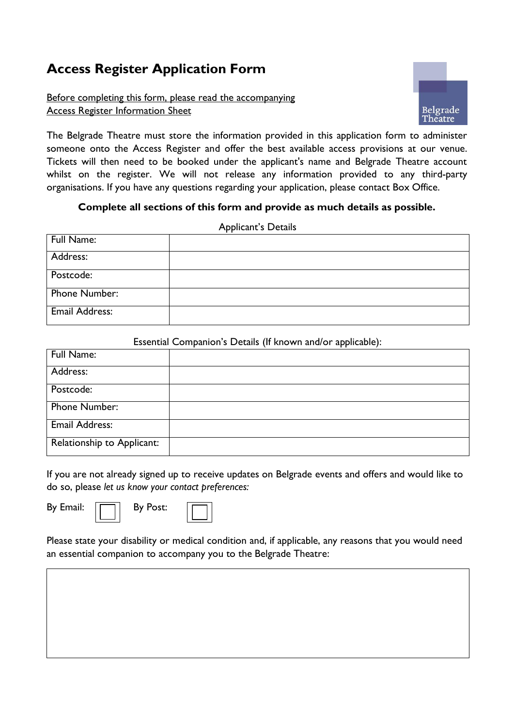# Access Register Application Form

Before completing this form, please read the accompanying Access Register Information Sheet

The Belgrade Theatre must store the information provided in this application form to administer someone onto the Access Register and offer the best available access provisions at our venue. Tickets will then need to be booked under the applicant's name and Belgrade Theatre account whilst on the register. We will not release any information provided to any third-party organisations. If you have any questions regarding your application, please contact Box Office.

**Complete all sections of this form and provide as much details as possible.**

Applicant's Details

| Full Name: | |
|---|---|
| Address: | |
| Postcode: | |
| Phone Number: | |
| Email Address: | |

Essential Companion's Details (If known and/or applicable):

| Full Name: | |
|---|---|
| Address: | |
| Postcode: | |
| Phone Number: | |
| Email Address: | |
| Relationship to Applicant: | |

If you are not already signed up to receive updates on Belgrade events and offers and would like to do so, please *let us know your contact preferences:*

By Email: ☐ By Post: ☐

Please state your disability or medical condition and, if applicable, any reasons that you would need an essential companion to accompany you to the Belgrade Theatre:

| |
|---|
| |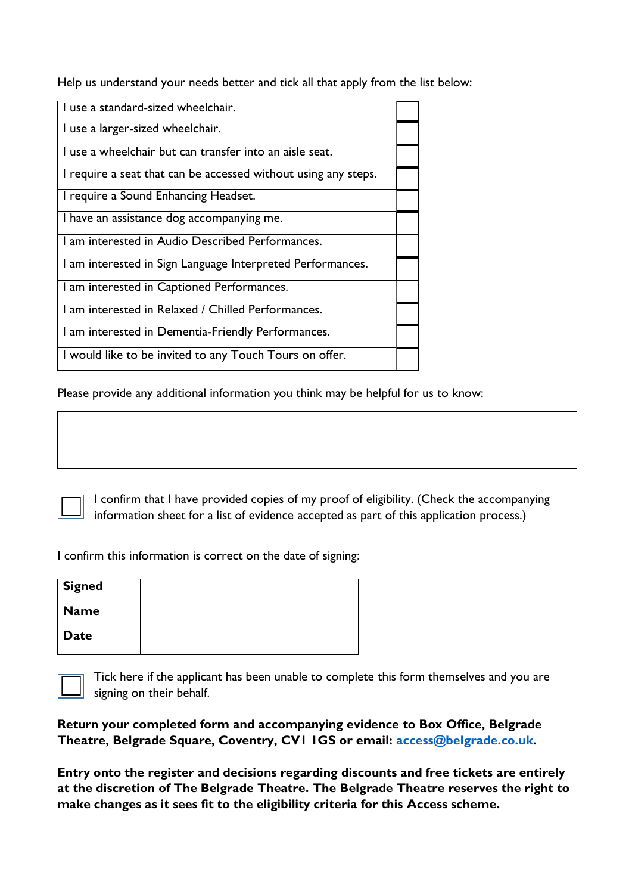Help us understand your needs better and tick all that apply from the list below:

| | |
|---|---|
| I use a standard-sized wheelchair. | |
| I use a larger-sized wheelchair. | |
| I use a wheelchair but can transfer into an aisle seat. | |
| I require a seat that can be accessed without using any steps. | |
| I require a Sound Enhancing Headset. | |
| I have an assistance dog accompanying me. | |
| I am interested in Audio Described Performances. | |
| I am interested in Sign Language Interpreted Performances. | |
| I am interested in Captioned Performances. | |
| I am interested in Relaxed / Chilled Performances. | |
| I am interested in Dementia-Friendly Performances. | |
| I would like to be invited to any Touch Tours on offer. | |

Please provide any additional information you think may be helpful for us to know:

| |
|---|
| |

☐ I confirm that I have provided copies of my proof of eligibility. (Check the accompanying information sheet for a list of evidence accepted as part of this application process.)

I confirm this information is correct on the date of signing:

| | |
|---|---|
| **Signed** | |
| **Name** | |
| **Date** | |

☐ Tick here if the applicant has been unable to complete this form themselves and you are signing on their behalf.

**Return your completed form and accompanying evidence to Box Office, Belgrade Theatre, Belgrade Square, Coventry, CV1 1GS or email: access@belgrade.co.uk.**

**Entry onto the register and decisions regarding discounts and free tickets are entirely at the discretion of The Belgrade Theatre. The Belgrade Theatre reserves the right to make changes as it sees fit to the eligibility criteria for this Access scheme.**